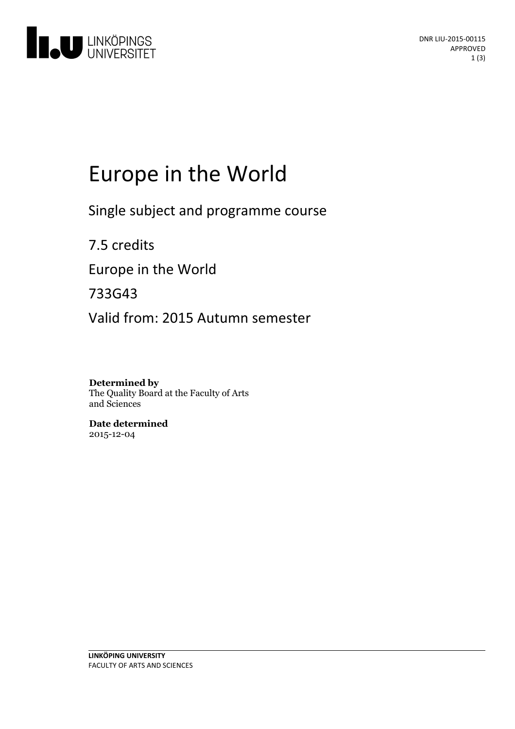DNR LIU-2015-00115
APPROVED

# Europe in the World

Single subject and programme course

7.5 credits

Europe in the World

733G43

Valid from: 2015 Autumn semester

**Determined by**
The Quality Board at the Faculty of Arts and Sciences

**Date determined**
2015-12-04

**LINKÖPING UNIVERSITY**
FACULTY OF ARTS AND SCIENCES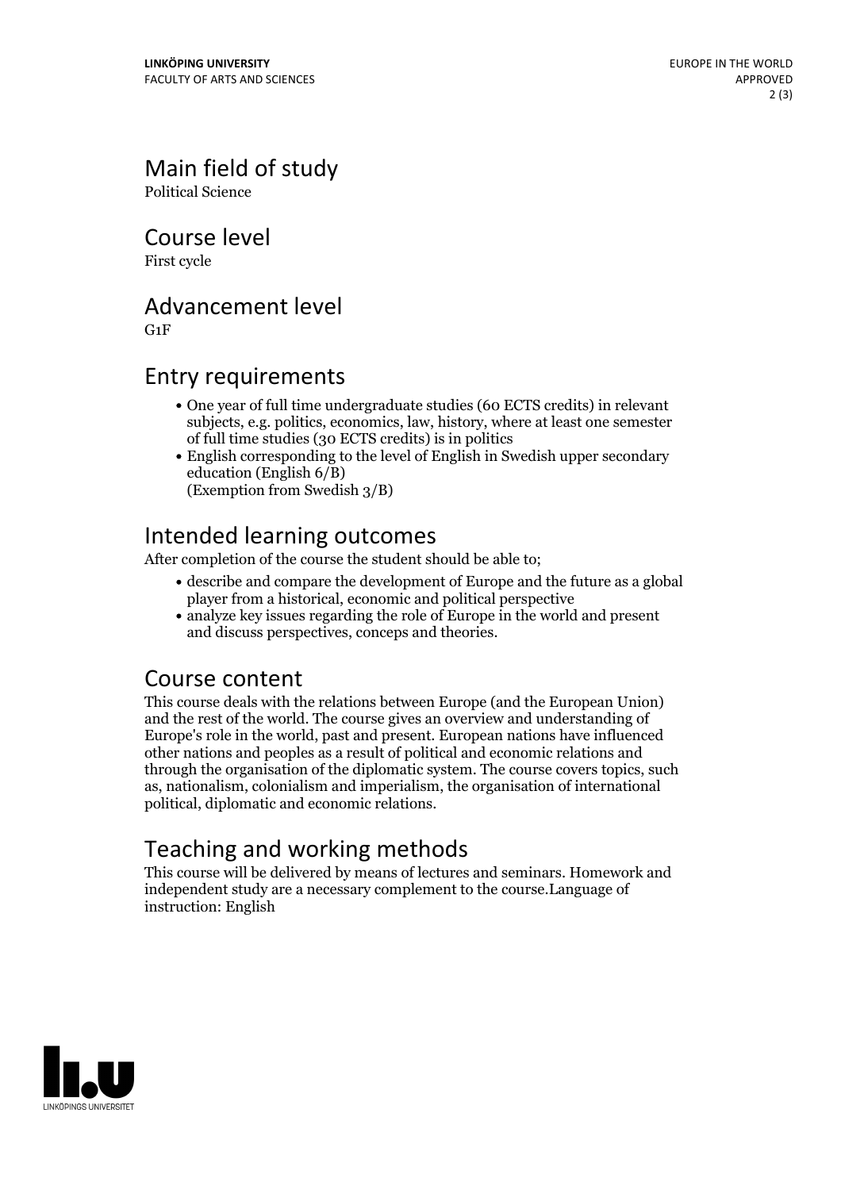## Main field of study

Political Science

## Course level

First cycle

## Advancement level

G1F

## Entry requirements

- One year of full time undergraduate studies (60 ECTS credits) in relevant subjects, e.g. politics, economics, law, history, where at least one semester of full time studies (30 ECTS credits) is in politics
- English corresponding to the level of English in Swedish upper secondary education (English 6/B)
  (Exemption from Swedish 3/B)

## Intended learning outcomes

After completion of the course the student should be able to;

- describe and compare the development of Europe and the future as a global player from a historical, economic and political perspective
- analyze key issues regarding the role of Europe in the world and present and discuss perspectives, conceps and theories.

## Course content

This course deals with the relations between Europe (and the European Union) and the rest of the world. The course gives an overview and understanding of Europe's role in the world, past and present. European nations have influenced other nations and peoples as a result of political and economic relations and through the organisation of the diplomatic system. The course covers topics, such as, nationalism, colonialism and imperialism, the organisation of international political, diplomatic and economic relations.

## Teaching and working methods

This course will be delivered by means of lectures and seminars. Homework and independent study are a necessary complement to the course.Language of instruction: English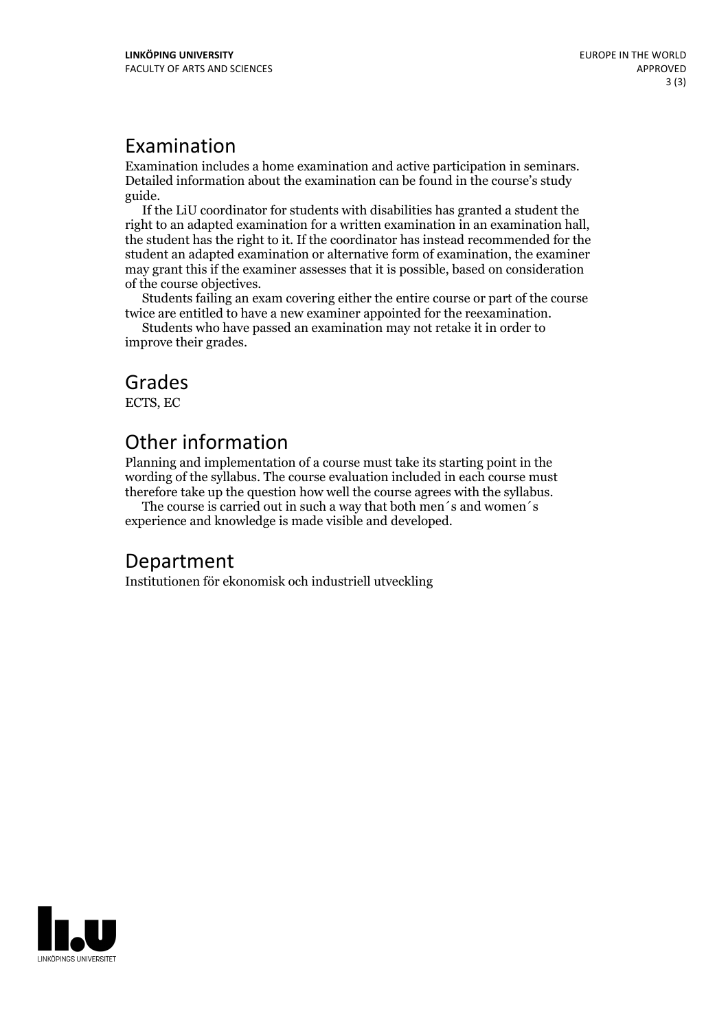## Examination

Examination includes a home examination and active participation in seminars. Detailed information about the examination can be found in the course's study guide.

If the LiU coordinator for students with disabilities has granted a student the right to an adapted examination for a written examination in an examination hall, the student has the right to it. If the coordinator has instead recommended for the student an adapted examination or alternative form of examination, the examiner may grant this if the examiner assesses that it is possible, based on consideration of the course objectives.

Students failing an exam covering either the entire course or part of the course twice are entitled to have a new examiner appointed for the reexamination.

Students who have passed an examination may not retake it in order to improve their grades.

## Grades

ECTS, EC

## Other information

Planning and implementation of a course must take its starting point in the wording of the syllabus. The course evaluation included in each course must therefore take up the question how well the course agrees with the syllabus.

The course is carried out in such a way that both men´s and women´s experience and knowledge is made visible and developed.

## Department

Institutionen för ekonomisk och industriell utveckling